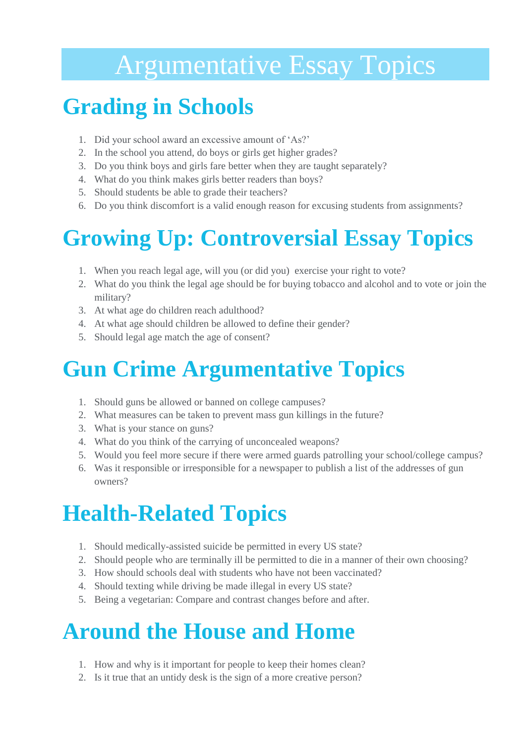# Argumentative Essay Topics

## Grading in Schools

1. Did your school award an excessive amount of 'As?'
2. In the school you attend, do boys or girls get higher grades?
3. Do you think boys and girls fare better when they are taught separately?
4. What do you think makes girls better readers than boys?
5. Should students be able to grade their teachers?
6. Do you think discomfort is a valid enough reason for excusing students from assignments?

## Growing Up: Controversial Essay Topics

1. When you reach legal age, will you (or did you) exercise your right to vote?
2. What do you think the legal age should be for buying tobacco and alcohol and to vote or join the military?
3. At what age do children reach adulthood?
4. At what age should children be allowed to define their gender?
5. Should legal age match the age of consent?

## Gun Crime Argumentative Topics

1. Should guns be allowed or banned on college campuses?
2. What measures can be taken to prevent mass gun killings in the future?
3. What is your stance on guns?
4. What do you think of the carrying of unconcealed weapons?
5. Would you feel more secure if there were armed guards patrolling your school/college campus?
6. Was it responsible or irresponsible for a newspaper to publish a list of the addresses of gun owners?

## Health-Related Topics

1. Should medically-assisted suicide be permitted in every US state?
2. Should people who are terminally ill be permitted to die in a manner of their own choosing?
3. How should schools deal with students who have not been vaccinated?
4. Should texting while driving be made illegal in every US state?
5. Being a vegetarian: Compare and contrast changes before and after.

## Around the House and Home

1. How and why is it important for people to keep their homes clean?
2. Is it true that an untidy desk is the sign of a more creative person?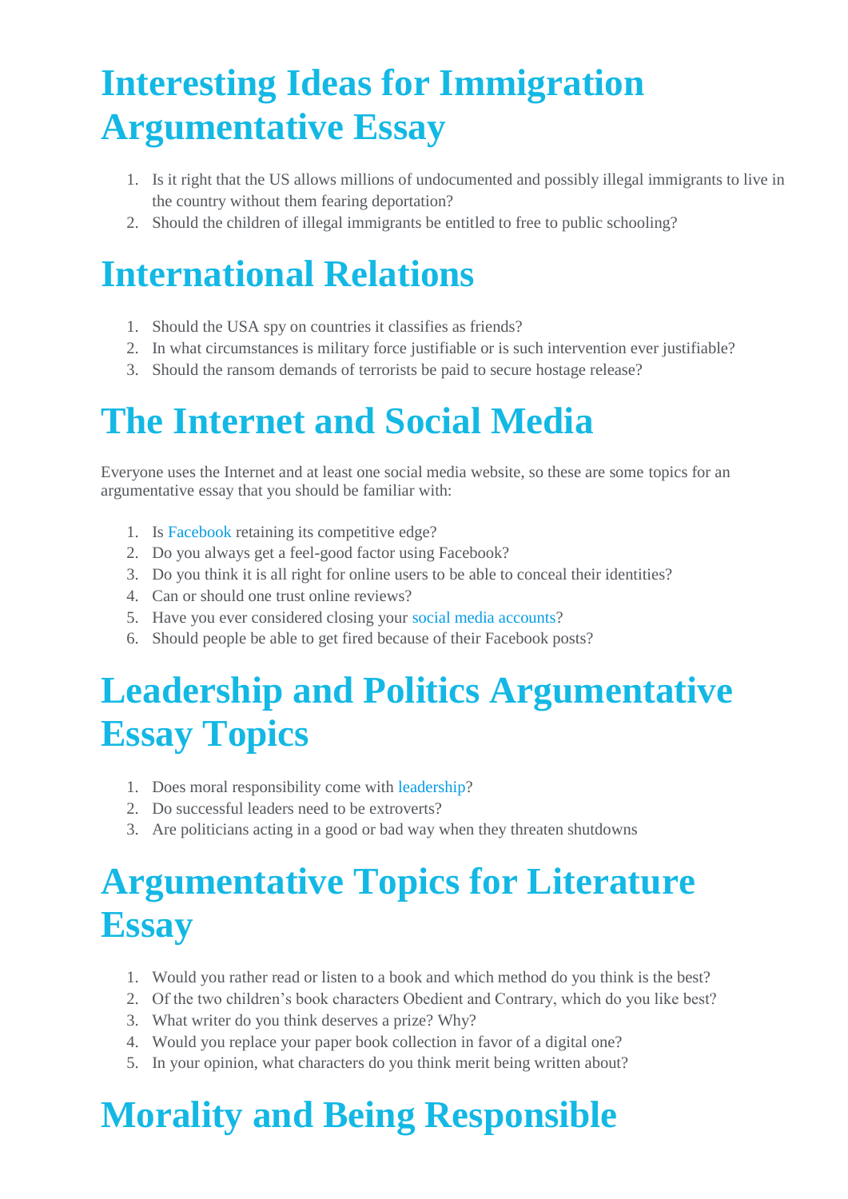# Interesting Ideas for Immigration Argumentative Essay

1. Is it right that the US allows millions of undocumented and possibly illegal immigrants to live in the country without them fearing deportation?
2. Should the children of illegal immigrants be entitled to free to public schooling?

# International Relations

1. Should the USA spy on countries it classifies as friends?
2. In what circumstances is military force justifiable or is such intervention ever justifiable?
3. Should the ransom demands of terrorists be paid to secure hostage release?

# The Internet and Social Media

Everyone uses the Internet and at least one social media website, so these are some topics for an argumentative essay that you should be familiar with:

1. Is Facebook retaining its competitive edge?
2. Do you always get a feel-good factor using Facebook?
3. Do you think it is all right for online users to be able to conceal their identities?
4. Can or should one trust online reviews?
5. Have you ever considered closing your social media accounts?
6. Should people be able to get fired because of their Facebook posts?

# Leadership and Politics Argumentative Essay Topics

1. Does moral responsibility come with leadership?
2. Do successful leaders need to be extroverts?
3. Are politicians acting in a good or bad way when they threaten shutdowns

# Argumentative Topics for Literature Essay

1. Would you rather read or listen to a book and which method do you think is the best?
2. Of the two children's book characters Obedient and Contrary, which do you like best?
3. What writer do you think deserves a prize? Why?
4. Would you replace your paper book collection in favor of a digital one?
5. In your opinion, what characters do you think merit being written about?

# Morality and Being Responsible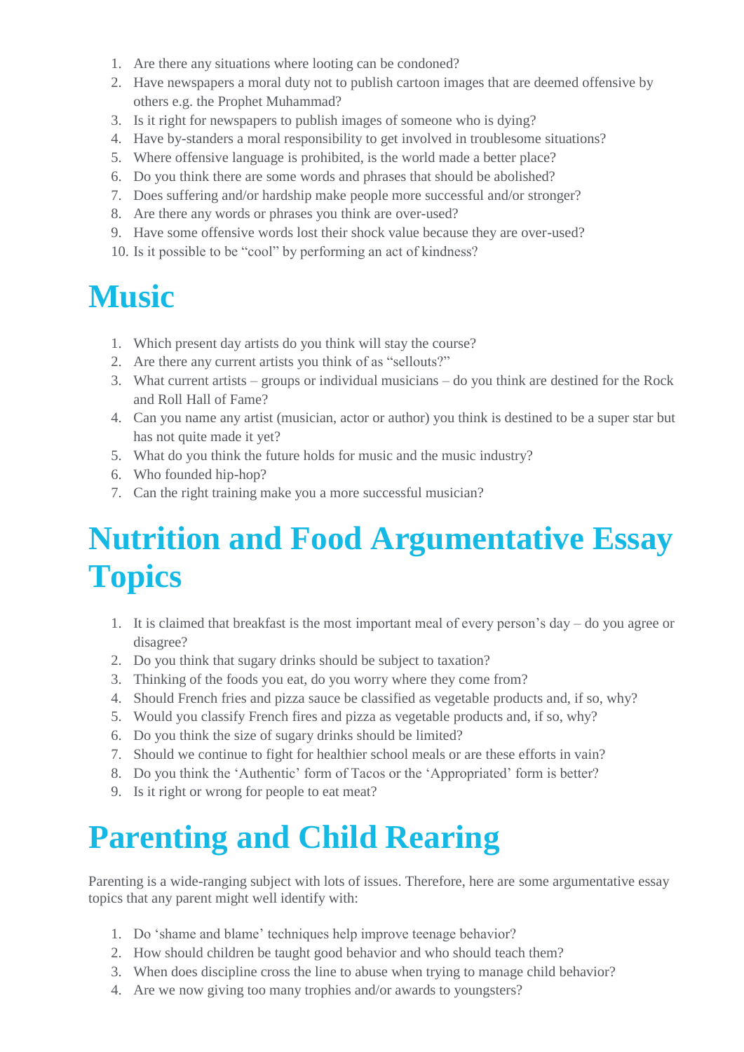1. Are there any situations where looting can be condoned?
2. Have newspapers a moral duty not to publish cartoon images that are deemed offensive by others e.g. the Prophet Muhammad?
3. Is it right for newspapers to publish images of someone who is dying?
4. Have by-standers a moral responsibility to get involved in troublesome situations?
5. Where offensive language is prohibited, is the world made a better place?
6. Do you think there are some words and phrases that should be abolished?
7. Does suffering and/or hardship make people more successful and/or stronger?
8. Are there any words or phrases you think are over-used?
9. Have some offensive words lost their shock value because they are over-used?
10. Is it possible to be "cool" by performing an act of kindness?

# Music

1. Which present day artists do you think will stay the course?
2. Are there any current artists you think of as "sellouts?"
3. What current artists – groups or individual musicians – do you think are destined for the Rock and Roll Hall of Fame?
4. Can you name any artist (musician, actor or author) you think is destined to be a super star but has not quite made it yet?
5. What do you think the future holds for music and the music industry?
6. Who founded hip-hop?
7. Can the right training make you a more successful musician?

# Nutrition and Food Argumentative Essay Topics

1. It is claimed that breakfast is the most important meal of every person's day – do you agree or disagree?
2. Do you think that sugary drinks should be subject to taxation?
3. Thinking of the foods you eat, do you worry where they come from?
4. Should French fries and pizza sauce be classified as vegetable products and, if so, why?
5. Would you classify French fires and pizza as vegetable products and, if so, why?
6. Do you think the size of sugary drinks should be limited?
7. Should we continue to fight for healthier school meals or are these efforts in vain?
8. Do you think the 'Authentic' form of Tacos or the 'Appropriated' form is better?
9. Is it right or wrong for people to eat meat?

# Parenting and Child Rearing

Parenting is a wide-ranging subject with lots of issues. Therefore, here are some argumentative essay topics that any parent might well identify with:

1. Do 'shame and blame' techniques help improve teenage behavior?
2. How should children be taught good behavior and who should teach them?
3. When does discipline cross the line to abuse when trying to manage child behavior?
4. Are we now giving too many trophies and/or awards to youngsters?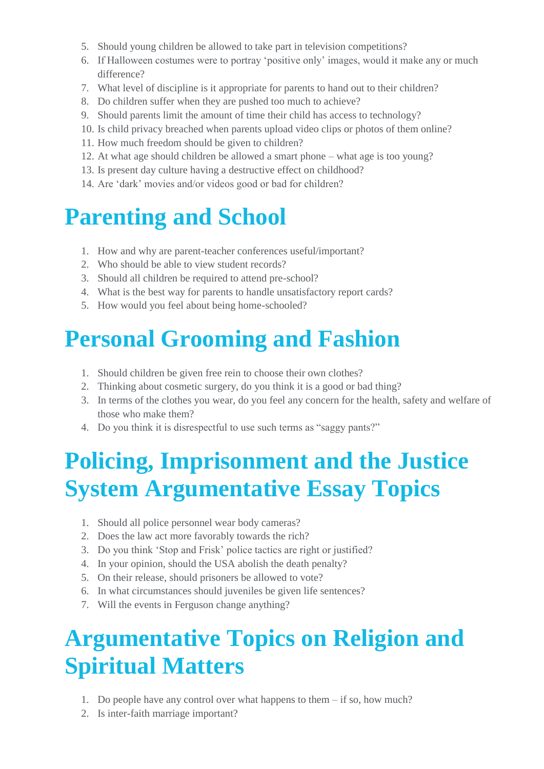5. Should young children be allowed to take part in television competitions?
6. If Halloween costumes were to portray 'positive only' images, would it make any or much difference?
7. What level of discipline is it appropriate for parents to hand out to their children?
8. Do children suffer when they are pushed too much to achieve?
9. Should parents limit the amount of time their child has access to technology?
10. Is child privacy breached when parents upload video clips or photos of them online?
11. How much freedom should be given to children?
12. At what age should children be allowed a smart phone – what age is too young?
13. Is present day culture having a destructive effect on childhood?
14. Are 'dark' movies and/or videos good or bad for children?

## Parenting and School

1. How and why are parent-teacher conferences useful/important?
2. Who should be able to view student records?
3. Should all children be required to attend pre-school?
4. What is the best way for parents to handle unsatisfactory report cards?
5. How would you feel about being home-schooled?

## Personal Grooming and Fashion

1. Should children be given free rein to choose their own clothes?
2. Thinking about cosmetic surgery, do you think it is a good or bad thing?
3. In terms of the clothes you wear, do you feel any concern for the health, safety and welfare of those who make them?
4. Do you think it is disrespectful to use such terms as "saggy pants?"

## Policing, Imprisonment and the Justice System Argumentative Essay Topics

1. Should all police personnel wear body cameras?
2. Does the law act more favorably towards the rich?
3. Do you think 'Stop and Frisk' police tactics are right or justified?
4. In your opinion, should the USA abolish the death penalty?
5. On their release, should prisoners be allowed to vote?
6. In what circumstances should juveniles be given life sentences?
7. Will the events in Ferguson change anything?

## Argumentative Topics on Religion and Spiritual Matters

1. Do people have any control over what happens to them – if so, how much?
2. Is inter-faith marriage important?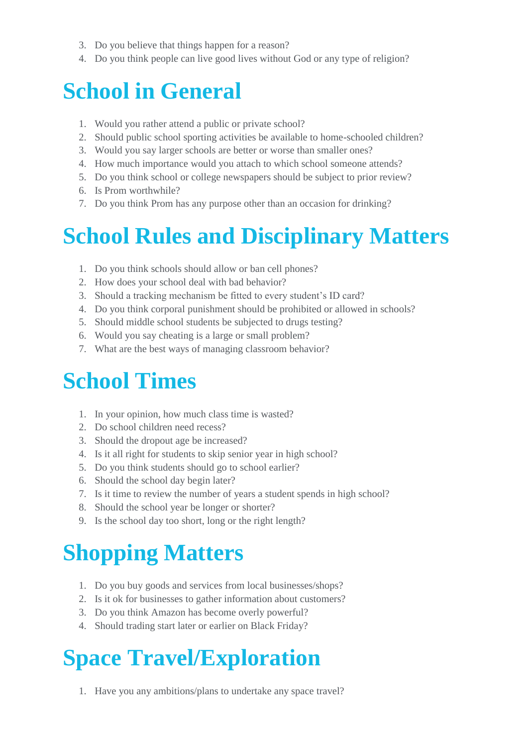3. Do you believe that things happen for a reason?
4. Do you think people can live good lives without God or any type of religion?

# School in General

1. Would you rather attend a public or private school?
2. Should public school sporting activities be available to home-schooled children?
3. Would you say larger schools are better or worse than smaller ones?
4. How much importance would you attach to which school someone attends?
5. Do you think school or college newspapers should be subject to prior review?
6. Is Prom worthwhile?
7. Do you think Prom has any purpose other than an occasion for drinking?

# School Rules and Disciplinary Matters

1. Do you think schools should allow or ban cell phones?
2. How does your school deal with bad behavior?
3. Should a tracking mechanism be fitted to every student's ID card?
4. Do you think corporal punishment should be prohibited or allowed in schools?
5. Should middle school students be subjected to drugs testing?
6. Would you say cheating is a large or small problem?
7. What are the best ways of managing classroom behavior?

# School Times

1. In your opinion, how much class time is wasted?
2. Do school children need recess?
3. Should the dropout age be increased?
4. Is it all right for students to skip senior year in high school?
5. Do you think students should go to school earlier?
6. Should the school day begin later?
7. Is it time to review the number of years a student spends in high school?
8. Should the school year be longer or shorter?
9. Is the school day too short, long or the right length?

# Shopping Matters

1. Do you buy goods and services from local businesses/shops?
2. Is it ok for businesses to gather information about customers?
3. Do you think Amazon has become overly powerful?
4. Should trading start later or earlier on Black Friday?

# Space Travel/Exploration

1. Have you any ambitions/plans to undertake any space travel?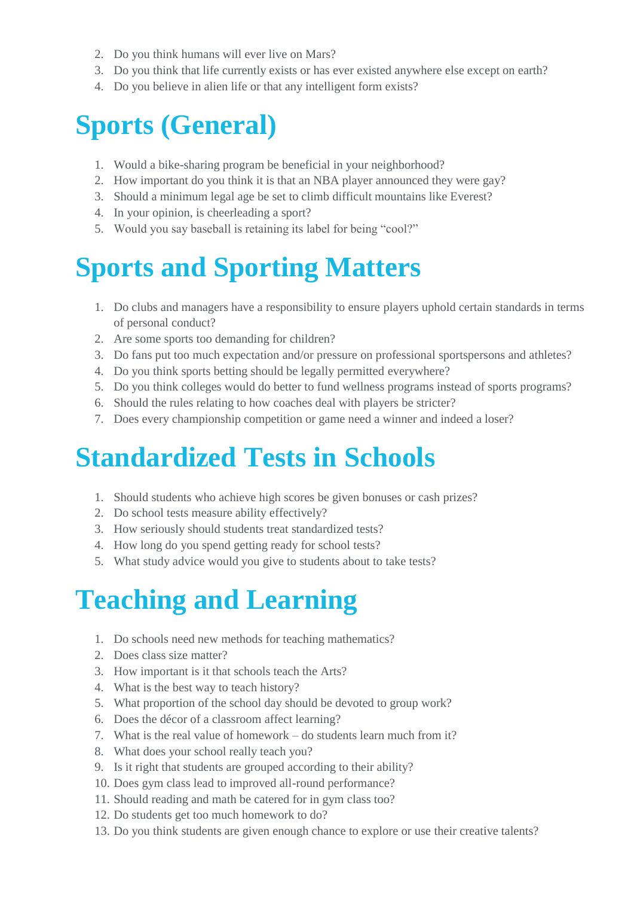2. Do you think humans will ever live on Mars?
3. Do you think that life currently exists or has ever existed anywhere else except on earth?
4. Do you believe in alien life or that any intelligent form exists?

# Sports (General)

1. Would a bike-sharing program be beneficial in your neighborhood?
2. How important do you think it is that an NBA player announced they were gay?
3. Should a minimum legal age be set to climb difficult mountains like Everest?
4. In your opinion, is cheerleading a sport?
5. Would you say baseball is retaining its label for being "cool?"

# Sports and Sporting Matters

1. Do clubs and managers have a responsibility to ensure players uphold certain standards in terms of personal conduct?
2. Are some sports too demanding for children?
3. Do fans put too much expectation and/or pressure on professional sportspersons and athletes?
4. Do you think sports betting should be legally permitted everywhere?
5. Do you think colleges would do better to fund wellness programs instead of sports programs?
6. Should the rules relating to how coaches deal with players be stricter?
7. Does every championship competition or game need a winner and indeed a loser?

# Standardized Tests in Schools

1. Should students who achieve high scores be given bonuses or cash prizes?
2. Do school tests measure ability effectively?
3. How seriously should students treat standardized tests?
4. How long do you spend getting ready for school tests?
5. What study advice would you give to students about to take tests?

# Teaching and Learning

1. Do schools need new methods for teaching mathematics?
2. Does class size matter?
3. How important is it that schools teach the Arts?
4. What is the best way to teach history?
5. What proportion of the school day should be devoted to group work?
6. Does the décor of a classroom affect learning?
7. What is the real value of homework – do students learn much from it?
8. What does your school really teach you?
9. Is it right that students are grouped according to their ability?
10. Does gym class lead to improved all-round performance?
11. Should reading and math be catered for in gym class too?
12. Do students get too much homework to do?
13. Do you think students are given enough chance to explore or use their creative talents?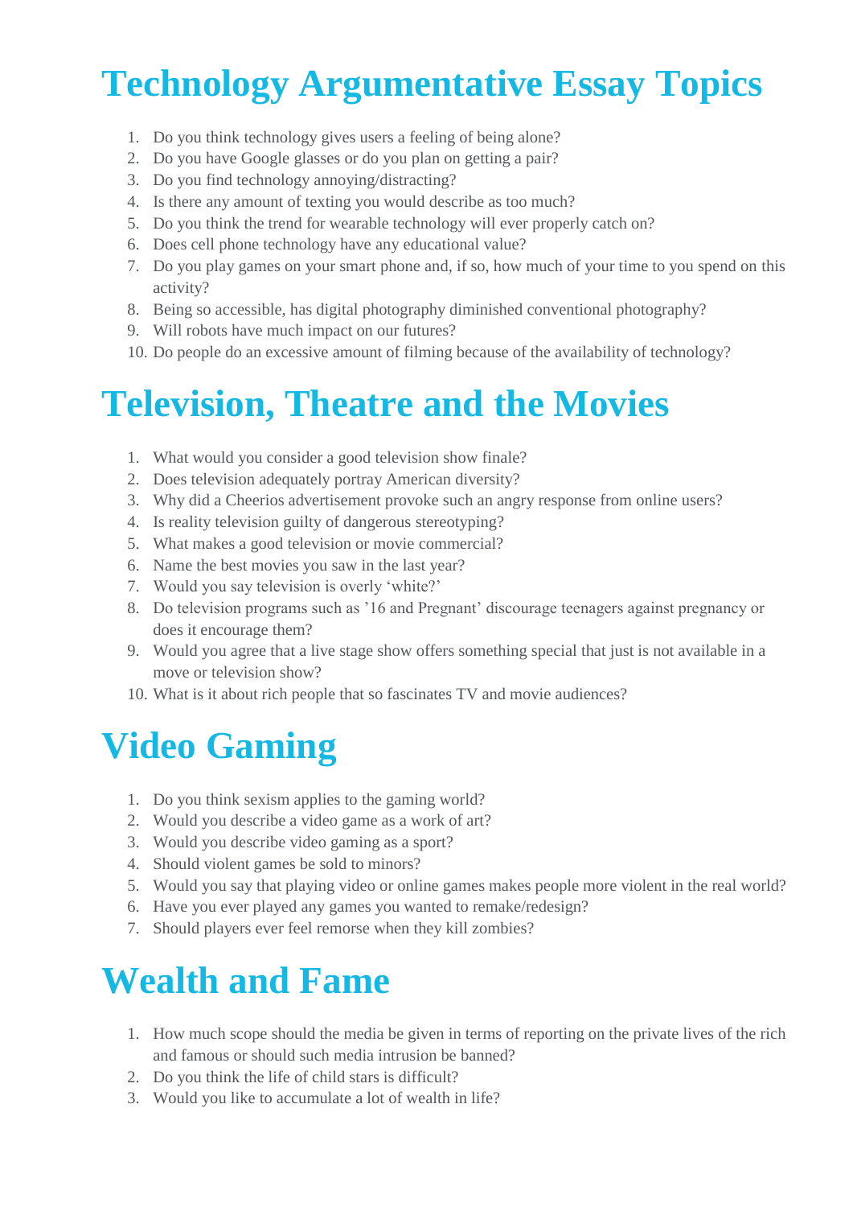# Technology Argumentative Essay Topics

1. Do you think technology gives users a feeling of being alone?
2. Do you have Google glasses or do you plan on getting a pair?
3. Do you find technology annoying/distracting?
4. Is there any amount of texting you would describe as too much?
5. Do you think the trend for wearable technology will ever properly catch on?
6. Does cell phone technology have any educational value?
7. Do you play games on your smart phone and, if so, how much of your time to you spend on this activity?
8. Being so accessible, has digital photography diminished conventional photography?
9. Will robots have much impact on our futures?
10. Do people do an excessive amount of filming because of the availability of technology?

# Television, Theatre and the Movies

1. What would you consider a good television show finale?
2. Does television adequately portray American diversity?
3. Why did a Cheerios advertisement provoke such an angry response from online users?
4. Is reality television guilty of dangerous stereotyping?
5. What makes a good television or movie commercial?
6. Name the best movies you saw in the last year?
7. Would you say television is overly 'white?'
8. Do television programs such as '16 and Pregnant' discourage teenagers against pregnancy or does it encourage them?
9. Would you agree that a live stage show offers something special that just is not available in a move or television show?
10. What is it about rich people that so fascinates TV and movie audiences?

# Video Gaming

1. Do you think sexism applies to the gaming world?
2. Would you describe a video game as a work of art?
3. Would you describe video gaming as a sport?
4. Should violent games be sold to minors?
5. Would you say that playing video or online games makes people more violent in the real world?
6. Have you ever played any games you wanted to remake/redesign?
7. Should players ever feel remorse when they kill zombies?

# Wealth and Fame

1. How much scope should the media be given in terms of reporting on the private lives of the rich and famous or should such media intrusion be banned?
2. Do you think the life of child stars is difficult?
3. Would you like to accumulate a lot of wealth in life?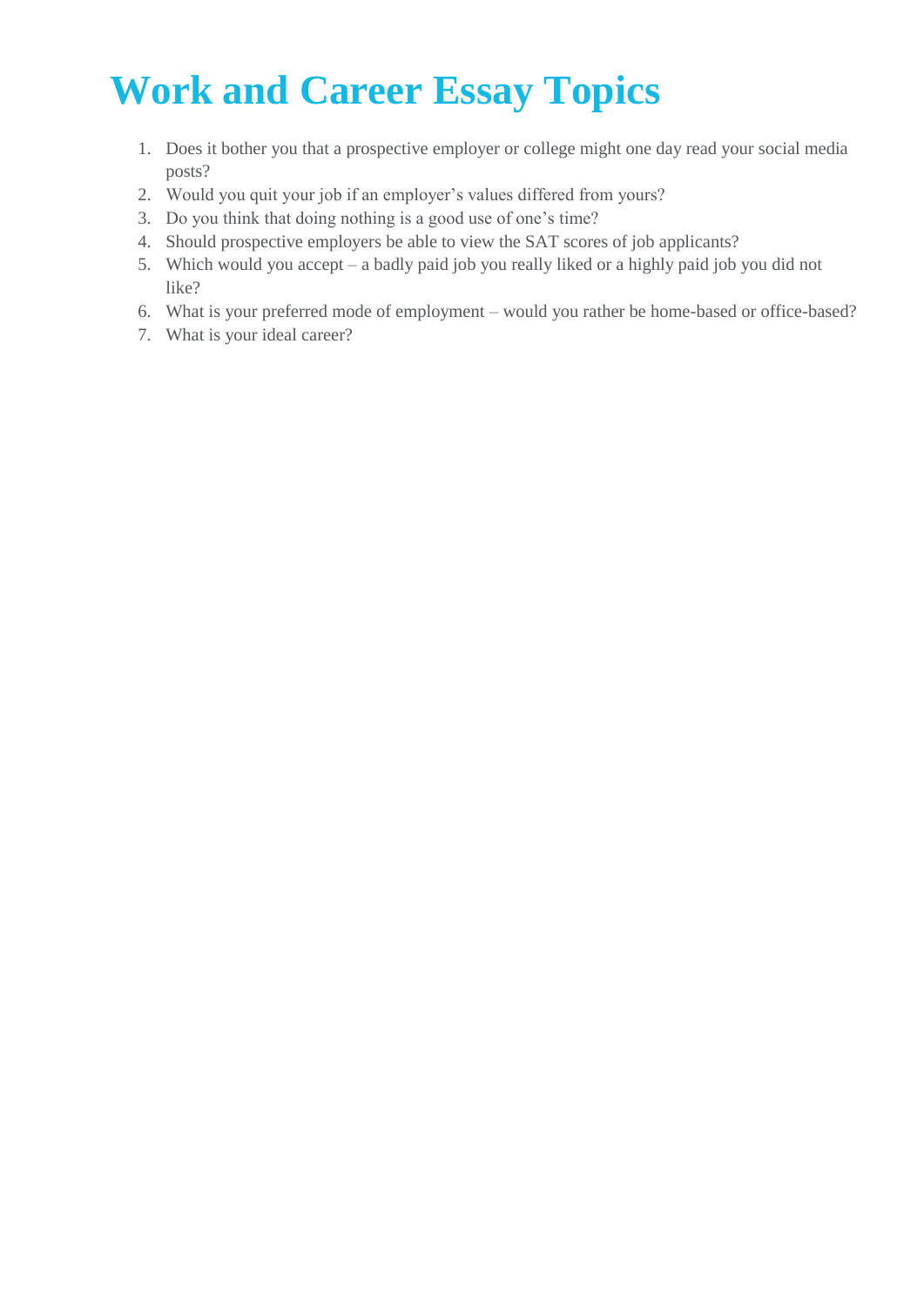# Work and Career Essay Topics

1. Does it bother you that a prospective employer or college might one day read your social media posts?
2. Would you quit your job if an employer's values differed from yours?
3. Do you think that doing nothing is a good use of one's time?
4. Should prospective employers be able to view the SAT scores of job applicants?
5. Which would you accept – a badly paid job you really liked or a highly paid job you did not like?
6. What is your preferred mode of employment – would you rather be home-based or office-based?
7. What is your ideal career?